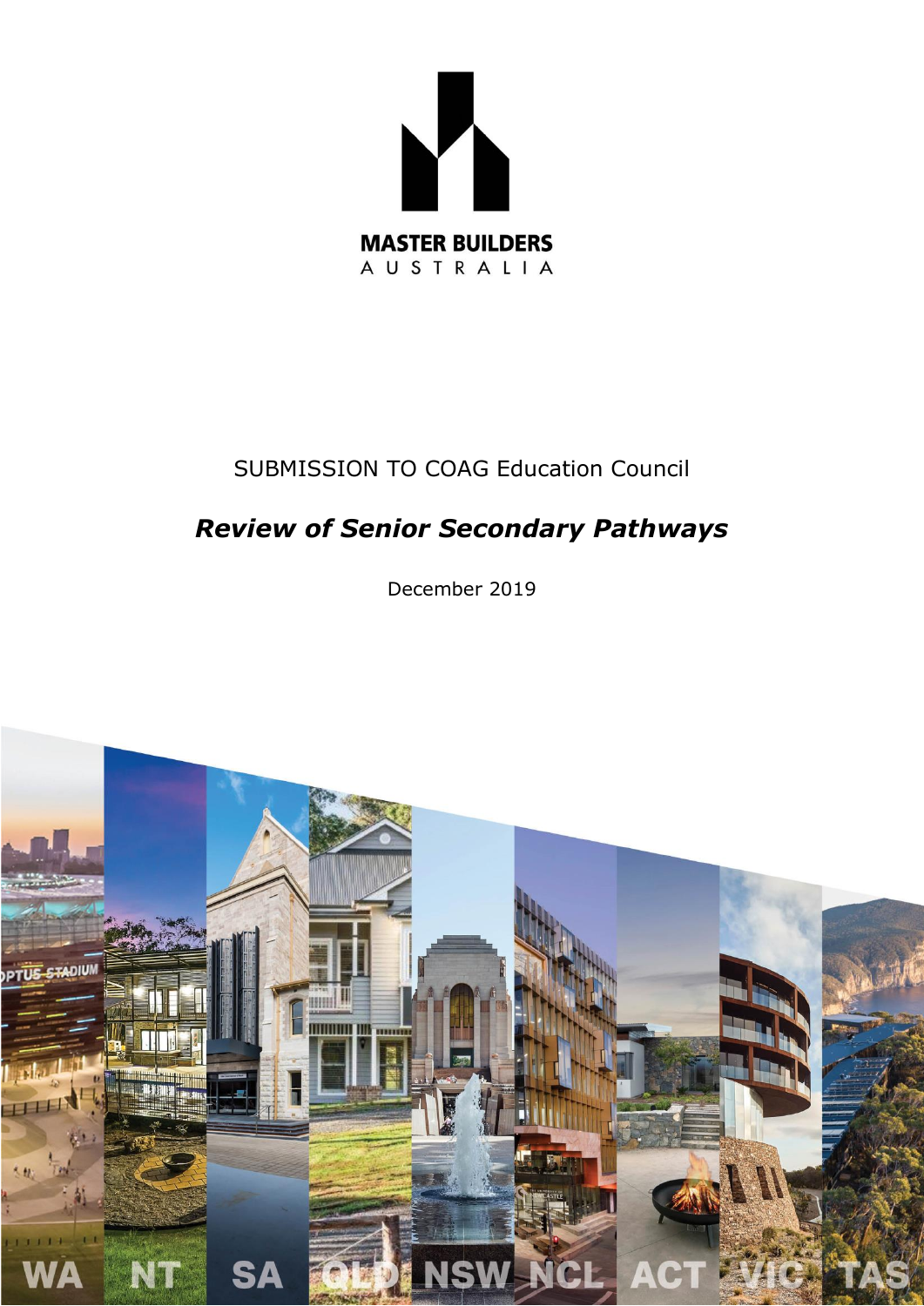MASTER BUILDERS
AUSTRALIA

SUBMISSION TO COAG Education Council

## *Review of Senior Secondary Pathways*

December 2019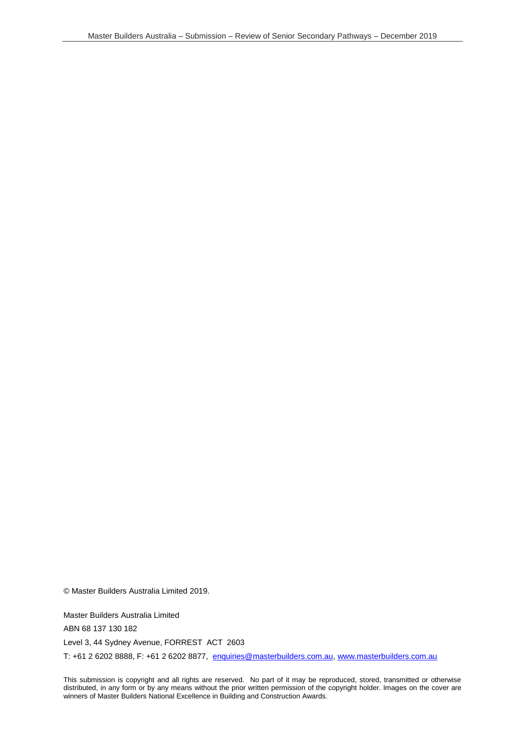© Master Builders Australia Limited 2019.

Master Builders Australia Limited

ABN 68 137 130 182

Level 3, 44 Sydney Avenue, FORREST ACT 2603

T: +61 2 6202 8888, F: +61 2 6202 8877, enquiries@masterbuilders.com.au, www.masterbuilders.com.au

This submission is copyright and all rights are reserved. No part of it may be reproduced, stored, transmitted or otherwise distributed, in any form or by any means without the prior written permission of the copyright holder. Images on the cover are winners of Master Builders National Excellence in Building and Construction Awards.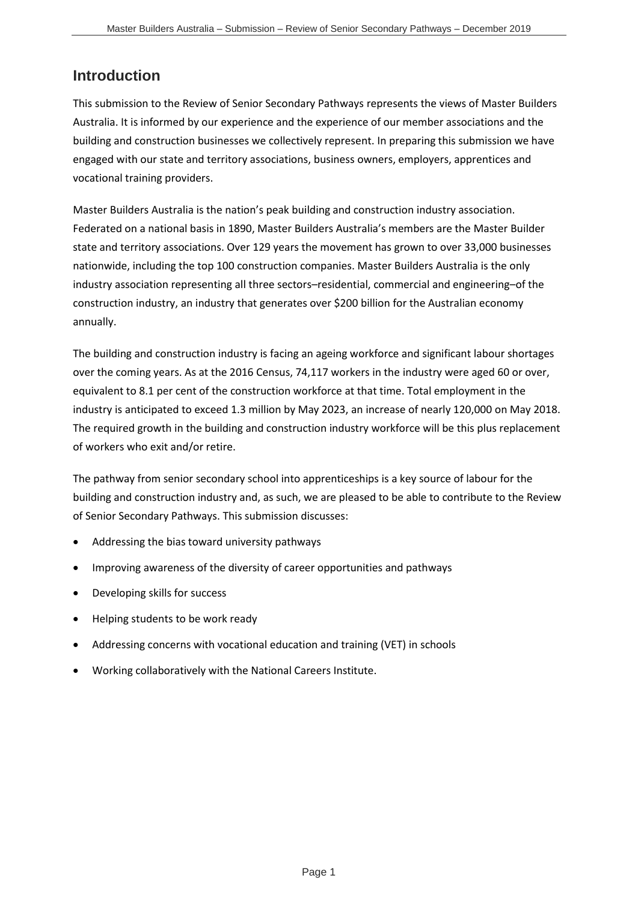## Introduction

This submission to the Review of Senior Secondary Pathways represents the views of Master Builders Australia. It is informed by our experience and the experience of our member associations and the building and construction businesses we collectively represent. In preparing this submission we have engaged with our state and territory associations, business owners, employers, apprentices and vocational training providers.

Master Builders Australia is the nation's peak building and construction industry association. Federated on a national basis in 1890, Master Builders Australia's members are the Master Builder state and territory associations. Over 129 years the movement has grown to over 33,000 businesses nationwide, including the top 100 construction companies. Master Builders Australia is the only industry association representing all three sectors–residential, commercial and engineering–of the construction industry, an industry that generates over $200 billion for the Australian economy annually.

The building and construction industry is facing an ageing workforce and significant labour shortages over the coming years. As at the 2016 Census, 74,117 workers in the industry were aged 60 or over, equivalent to 8.1 per cent of the construction workforce at that time. Total employment in the industry is anticipated to exceed 1.3 million by May 2023, an increase of nearly 120,000 on May 2018. The required growth in the building and construction industry workforce will be this plus replacement of workers who exit and/or retire.

The pathway from senior secondary school into apprenticeships is a key source of labour for the building and construction industry and, as such, we are pleased to be able to contribute to the Review of Senior Secondary Pathways. This submission discusses:

- Addressing the bias toward university pathways
- Improving awareness of the diversity of career opportunities and pathways
- Developing skills for success
- Helping students to be work ready
- Addressing concerns with vocational education and training (VET) in schools
- Working collaboratively with the National Careers Institute.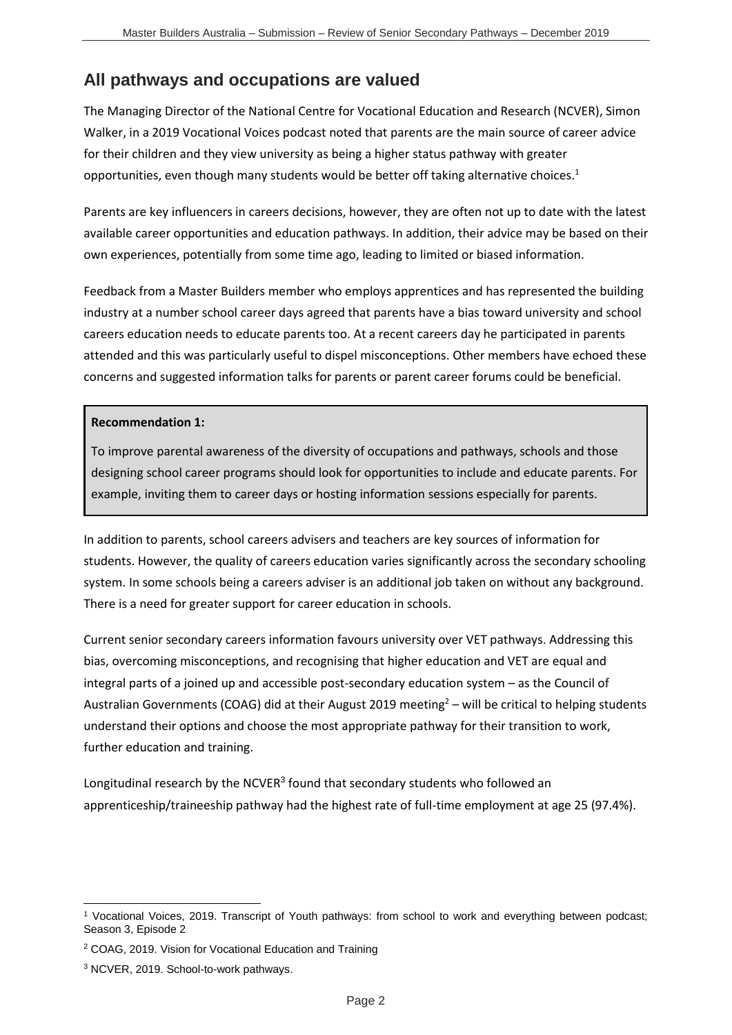## All pathways and occupations are valued

The Managing Director of the National Centre for Vocational Education and Research (NCVER), Simon Walker, in a 2019 Vocational Voices podcast noted that parents are the main source of career advice for their children and they view university as being a higher status pathway with greater opportunities, even though many students would be better off taking alternative choices.[1]

Parents are key influencers in careers decisions, however, they are often not up to date with the latest available career opportunities and education pathways. In addition, their advice may be based on their own experiences, potentially from some time ago, leading to limited or biased information.

Feedback from a Master Builders member who employs apprentices and has represented the building industry at a number school career days agreed that parents have a bias toward university and school careers education needs to educate parents too. At a recent careers day he participated in parents attended and this was particularly useful to dispel misconceptions. Other members have echoed these concerns and suggested information talks for parents or parent career forums could be beneficial.

> **Recommendation 1:**
>
> To improve parental awareness of the diversity of occupations and pathways, schools and those designing school career programs should look for opportunities to include and educate parents. For example, inviting them to career days or hosting information sessions especially for parents.

In addition to parents, school careers advisers and teachers are key sources of information for students. However, the quality of careers education varies significantly across the secondary schooling system. In some schools being a careers adviser is an additional job taken on without any background. There is a need for greater support for career education in schools.

Current senior secondary careers information favours university over VET pathways. Addressing this bias, overcoming misconceptions, and recognising that higher education and VET are equal and integral parts of a joined up and accessible post-secondary education system – as the Council of Australian Governments (COAG) did at their August 2019 meeting[2] – will be critical to helping students understand their options and choose the most appropriate pathway for their transition to work, further education and training.

Longitudinal research by the NCVER[3] found that secondary students who followed an apprenticeship/traineeship pathway had the highest rate of full-time employment at age 25 (97.4%).

---

[1] Vocational Voices, 2019. Transcript of Youth pathways: from school to work and everything between podcast; Season 3, Episode 2

[2] COAG, 2019. Vision for Vocational Education and Training

[3] NCVER, 2019. School-to-work pathways.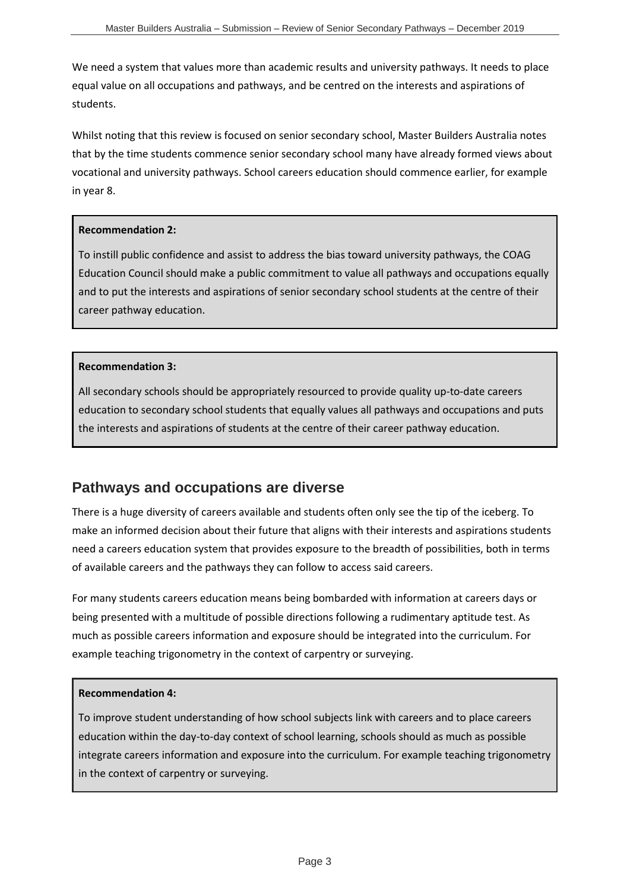We need a system that values more than academic results and university pathways. It needs to place equal value on all occupations and pathways, and be centred on the interests and aspirations of students.

Whilst noting that this review is focused on senior secondary school, Master Builders Australia notes that by the time students commence senior secondary school many have already formed views about vocational and university pathways. School careers education should commence earlier, for example in year 8.

> **Recommendation 2:**
>
> To instill public confidence and assist to address the bias toward university pathways, the COAG Education Council should make a public commitment to value all pathways and occupations equally and to put the interests and aspirations of senior secondary school students at the centre of their career pathway education.

> **Recommendation 3:**
>
> All secondary schools should be appropriately resourced to provide quality up-to-date careers education to secondary school students that equally values all pathways and occupations and puts the interests and aspirations of students at the centre of their career pathway education.

## Pathways and occupations are diverse

There is a huge diversity of careers available and students often only see the tip of the iceberg. To make an informed decision about their future that aligns with their interests and aspirations students need a careers education system that provides exposure to the breadth of possibilities, both in terms of available careers and the pathways they can follow to access said careers.

For many students careers education means being bombarded with information at careers days or being presented with a multitude of possible directions following a rudimentary aptitude test. As much as possible careers information and exposure should be integrated into the curriculum. For example teaching trigonometry in the context of carpentry or surveying.

> **Recommendation 4:**
>
> To improve student understanding of how school subjects link with careers and to place careers education within the day-to-day context of school learning, schools should as much as possible integrate careers information and exposure into the curriculum. For example teaching trigonometry in the context of carpentry or surveying.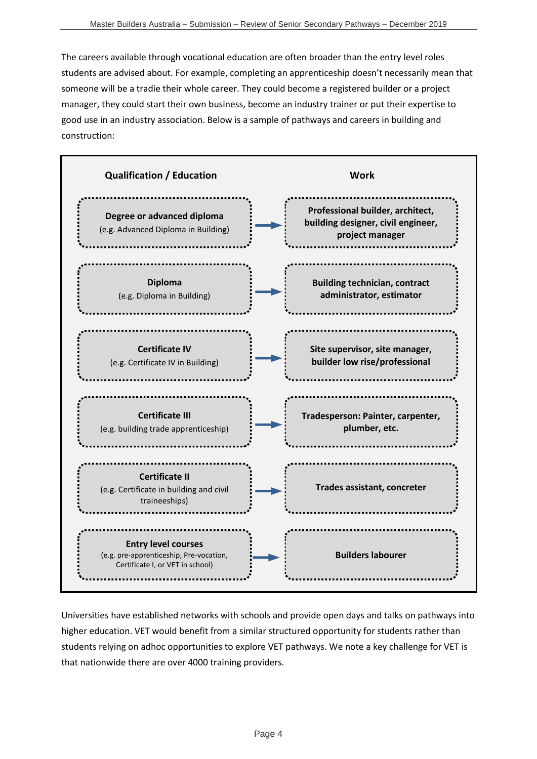The careers available through vocational education are often broader than the entry level roles students are advised about. For example, completing an apprenticeship doesn't necessarily mean that someone will be a tradie their whole career. They could become a registered builder or a project manager, they could start their own business, become an industry trainer or put their expertise to good use in an industry association. Below is a sample of pathways and careers in building and construction:

| Qualification / Education | Work |
| --- | --- |
| **Degree or advanced diploma** (e.g. Advanced Diploma in Building) | **Professional builder, architect, building designer, civil engineer, project manager** |
| **Diploma** (e.g. Diploma in Building) | **Building technician, contract administrator, estimator** |
| **Certificate IV** (e.g. Certificate IV in Building) | **Site supervisor, site manager, builder low rise/professional** |
| **Certificate III** (e.g. building trade apprenticeship) | **Tradesperson: Painter, carpenter, plumber, etc.** |
| **Certificate II** (e.g. Certificate in building and civil traineeships) | **Trades assistant, concreter** |
| **Entry level courses** (e.g. pre-apprenticeship, Pre-vocation, Certificate I, or VET in school) | **Builders labourer** |

Universities have established networks with schools and provide open days and talks on pathways into higher education. VET would benefit from a similar structured opportunity for students rather than students relying on adhoc opportunities to explore VET pathways. We note a key challenge for VET is that nationwide there are over 4000 training providers.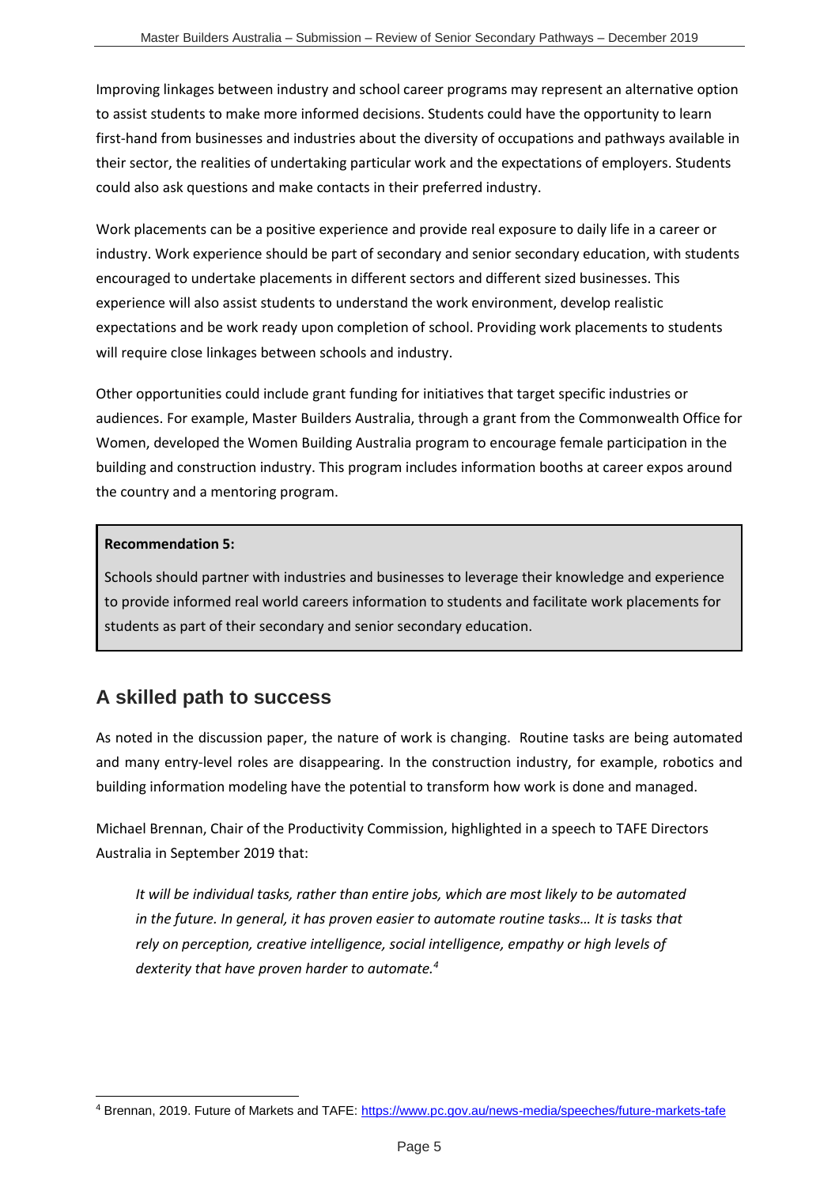Improving linkages between industry and school career programs may represent an alternative option to assist students to make more informed decisions. Students could have the opportunity to learn first-hand from businesses and industries about the diversity of occupations and pathways available in their sector, the realities of undertaking particular work and the expectations of employers. Students could also ask questions and make contacts in their preferred industry.

Work placements can be a positive experience and provide real exposure to daily life in a career or industry. Work experience should be part of secondary and senior secondary education, with students encouraged to undertake placements in different sectors and different sized businesses. This experience will also assist students to understand the work environment, develop realistic expectations and be work ready upon completion of school. Providing work placements to students will require close linkages between schools and industry.

Other opportunities could include grant funding for initiatives that target specific industries or audiences. For example, Master Builders Australia, through a grant from the Commonwealth Office for Women, developed the Women Building Australia program to encourage female participation in the building and construction industry. This program includes information booths at career expos around the country and a mentoring program.

> **Recommendation 5:**
>
> Schools should partner with industries and businesses to leverage their knowledge and experience to provide informed real world careers information to students and facilitate work placements for students as part of their secondary and senior secondary education.

## A skilled path to success

As noted in the discussion paper, the nature of work is changing. Routine tasks are being automated and many entry-level roles are disappearing. In the construction industry, for example, robotics and building information modeling have the potential to transform how work is done and managed.

Michael Brennan, Chair of the Productivity Commission, highlighted in a speech to TAFE Directors Australia in September 2019 that:

> *It will be individual tasks, rather than entire jobs, which are most likely to be automated in the future. In general, it has proven easier to automate routine tasks… It is tasks that rely on perception, creative intelligence, social intelligence, empathy or high levels of dexterity that have proven harder to automate.*[4]

[4] Brennan, 2019. Future of Markets and TAFE: https://www.pc.gov.au/news-media/speeches/future-markets-tafe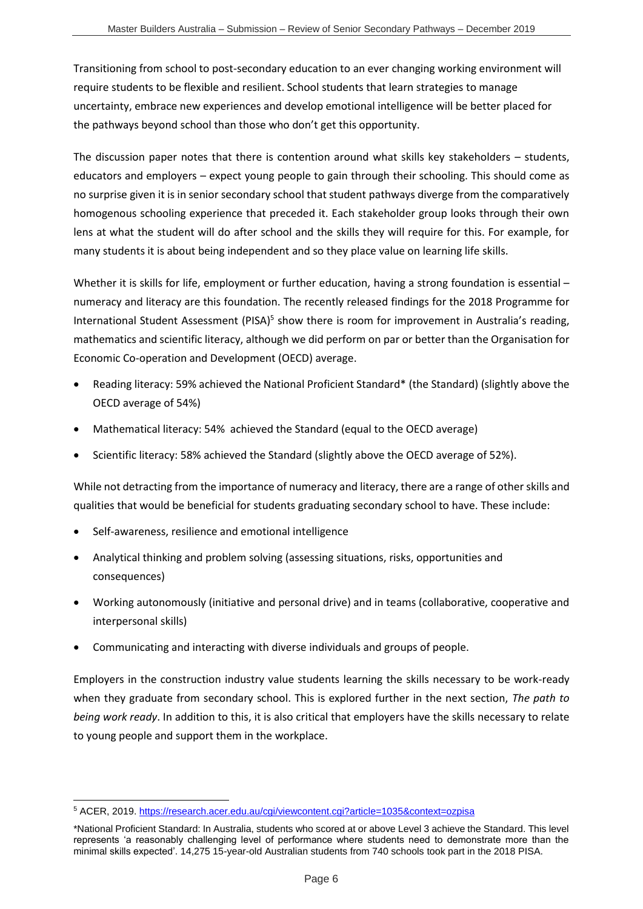Transitioning from school to post-secondary education to an ever changing working environment will require students to be flexible and resilient. School students that learn strategies to manage uncertainty, embrace new experiences and develop emotional intelligence will be better placed for the pathways beyond school than those who don't get this opportunity.

The discussion paper notes that there is contention around what skills key stakeholders – students, educators and employers – expect young people to gain through their schooling. This should come as no surprise given it is in senior secondary school that student pathways diverge from the comparatively homogenous schooling experience that preceded it. Each stakeholder group looks through their own lens at what the student will do after school and the skills they will require for this. For example, for many students it is about being independent and so they place value on learning life skills.

Whether it is skills for life, employment or further education, having a strong foundation is essential – numeracy and literacy are this foundation. The recently released findings for the 2018 Programme for International Student Assessment (PISA)[5] show there is room for improvement in Australia's reading, mathematics and scientific literacy, although we did perform on par or better than the Organisation for Economic Co-operation and Development (OECD) average.

- Reading literacy: 59% achieved the National Proficient Standard* (the Standard) (slightly above the OECD average of 54%)
- Mathematical literacy: 54% achieved the Standard (equal to the OECD average)
- Scientific literacy: 58% achieved the Standard (slightly above the OECD average of 52%).

While not detracting from the importance of numeracy and literacy, there are a range of other skills and qualities that would be beneficial for students graduating secondary school to have. These include:

- Self-awareness, resilience and emotional intelligence
- Analytical thinking and problem solving (assessing situations, risks, opportunities and consequences)
- Working autonomously (initiative and personal drive) and in teams (collaborative, cooperative and interpersonal skills)
- Communicating and interacting with diverse individuals and groups of people.

Employers in the construction industry value students learning the skills necessary to be work-ready when they graduate from secondary school. This is explored further in the next section, *The path to being work ready*. In addition to this, it is also critical that employers have the skills necessary to relate to young people and support them in the workplace.

---

[5] ACER, 2019. https://research.acer.edu.au/cgi/viewcontent.cgi?article=1035&context=ozpisa

*National Proficient Standard: In Australia, students who scored at or above Level 3 achieve the Standard. This level represents 'a reasonably challenging level of performance where students need to demonstrate more than the minimal skills expected'. 14,275 15-year-old Australian students from 740 schools took part in the 2018 PISA.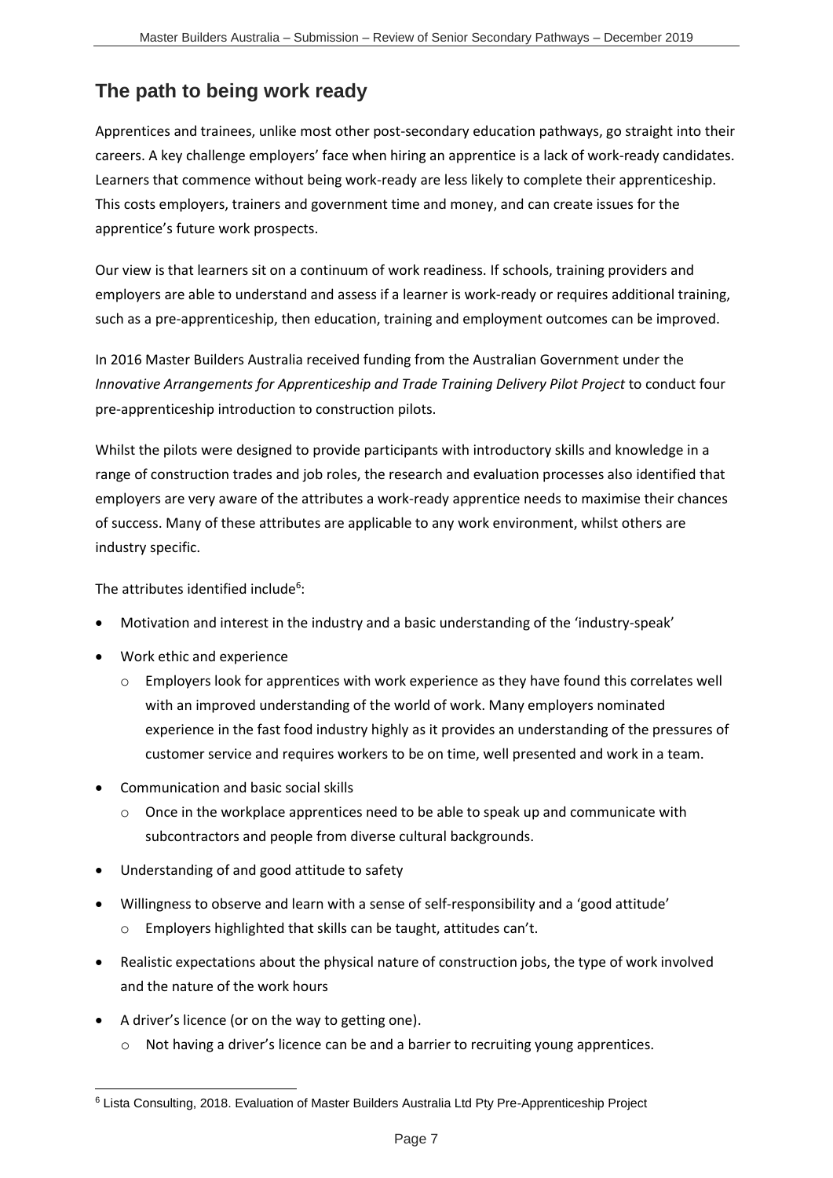## The path to being work ready

Apprentices and trainees, unlike most other post-secondary education pathways, go straight into their careers. A key challenge employers' face when hiring an apprentice is a lack of work-ready candidates. Learners that commence without being work-ready are less likely to complete their apprenticeship. This costs employers, trainers and government time and money, and can create issues for the apprentice's future work prospects.

Our view is that learners sit on a continuum of work readiness. If schools, training providers and employers are able to understand and assess if a learner is work-ready or requires additional training, such as a pre-apprenticeship, then education, training and employment outcomes can be improved.

In 2016 Master Builders Australia received funding from the Australian Government under the *Innovative Arrangements for Apprenticeship and Trade Training Delivery Pilot Project* to conduct four pre-apprenticeship introduction to construction pilots.

Whilst the pilots were designed to provide participants with introductory skills and knowledge in a range of construction trades and job roles, the research and evaluation processes also identified that employers are very aware of the attributes a work-ready apprentice needs to maximise their chances of success. Many of these attributes are applicable to any work environment, whilst others are industry specific.

The attributes identified include[6]:

- Motivation and interest in the industry and a basic understanding of the 'industry-speak'
- Work ethic and experience
  - Employers look for apprentices with work experience as they have found this correlates well with an improved understanding of the world of work. Many employers nominated experience in the fast food industry highly as it provides an understanding of the pressures of customer service and requires workers to be on time, well presented and work in a team.
- Communication and basic social skills
  - Once in the workplace apprentices need to be able to speak up and communicate with subcontractors and people from diverse cultural backgrounds.
- Understanding of and good attitude to safety
- Willingness to observe and learn with a sense of self-responsibility and a 'good attitude'
  - Employers highlighted that skills can be taught, attitudes can't.
- Realistic expectations about the physical nature of construction jobs, the type of work involved and the nature of the work hours
- A driver's licence (or on the way to getting one).
  - Not having a driver's licence can be and a barrier to recruiting young apprentices.

[6] Lista Consulting, 2018. Evaluation of Master Builders Australia Ltd Pty Pre-Apprenticeship Project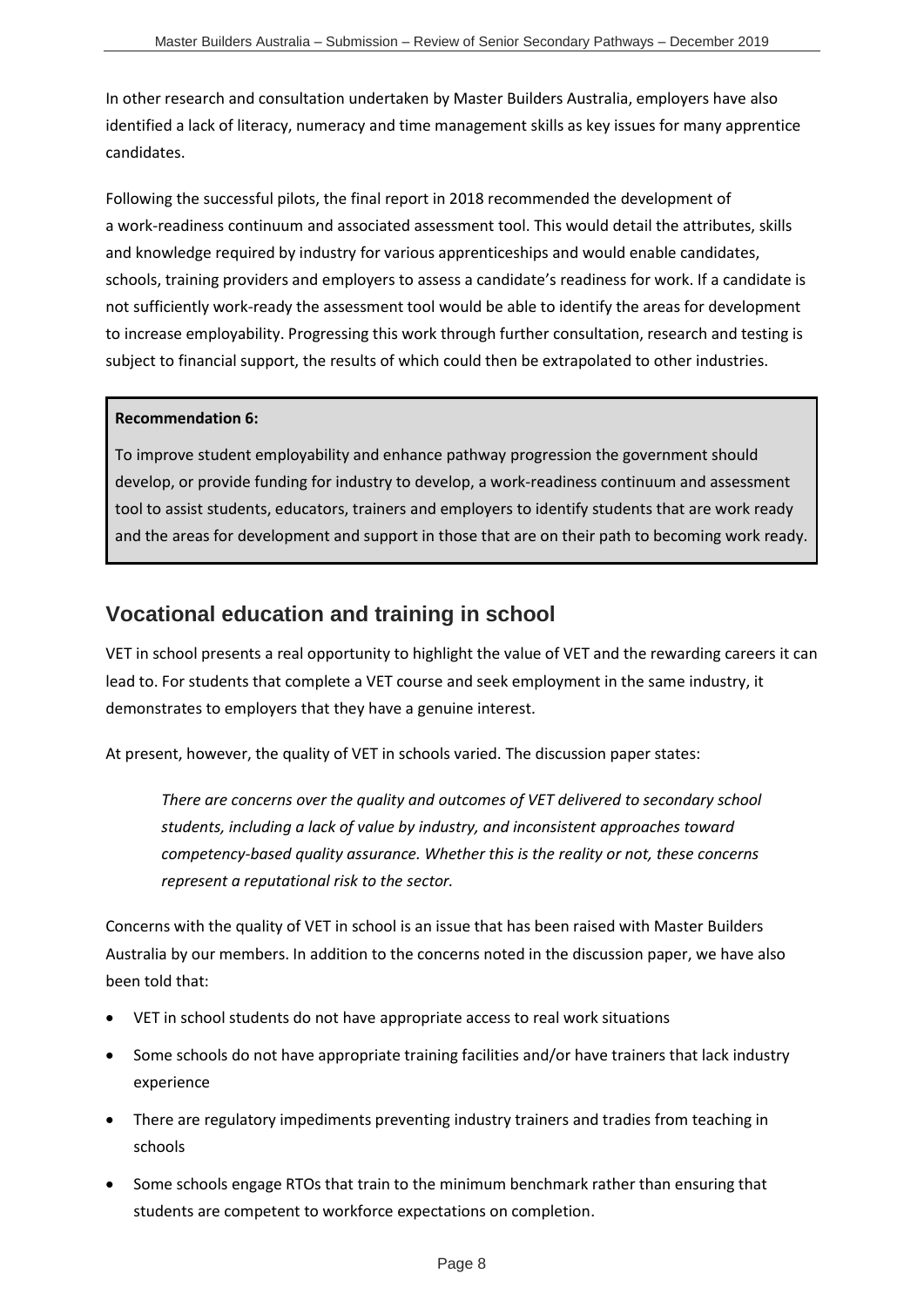In other research and consultation undertaken by Master Builders Australia, employers have also identified a lack of literacy, numeracy and time management skills as key issues for many apprentice candidates.

Following the successful pilots, the final report in 2018 recommended the development of a work-readiness continuum and associated assessment tool. This would detail the attributes, skills and knowledge required by industry for various apprenticeships and would enable candidates, schools, training providers and employers to assess a candidate's readiness for work. If a candidate is not sufficiently work-ready the assessment tool would be able to identify the areas for development to increase employability. Progressing this work through further consultation, research and testing is subject to financial support, the results of which could then be extrapolated to other industries.

> **Recommendation 6:**
>
> To improve student employability and enhance pathway progression the government should develop, or provide funding for industry to develop, a work-readiness continuum and assessment tool to assist students, educators, trainers and employers to identify students that are work ready and the areas for development and support in those that are on their path to becoming work ready.

## Vocational education and training in school

VET in school presents a real opportunity to highlight the value of VET and the rewarding careers it can lead to. For students that complete a VET course and seek employment in the same industry, it demonstrates to employers that they have a genuine interest.

At present, however, the quality of VET in schools varied. The discussion paper states:

> *There are concerns over the quality and outcomes of VET delivered to secondary school students, including a lack of value by industry, and inconsistent approaches toward competency-based quality assurance. Whether this is the reality or not, these concerns represent a reputational risk to the sector.*

Concerns with the quality of VET in school is an issue that has been raised with Master Builders Australia by our members. In addition to the concerns noted in the discussion paper, we have also been told that:

- VET in school students do not have appropriate access to real work situations
- Some schools do not have appropriate training facilities and/or have trainers that lack industry experience
- There are regulatory impediments preventing industry trainers and tradies from teaching in schools
- Some schools engage RTOs that train to the minimum benchmark rather than ensuring that students are competent to workforce expectations on completion.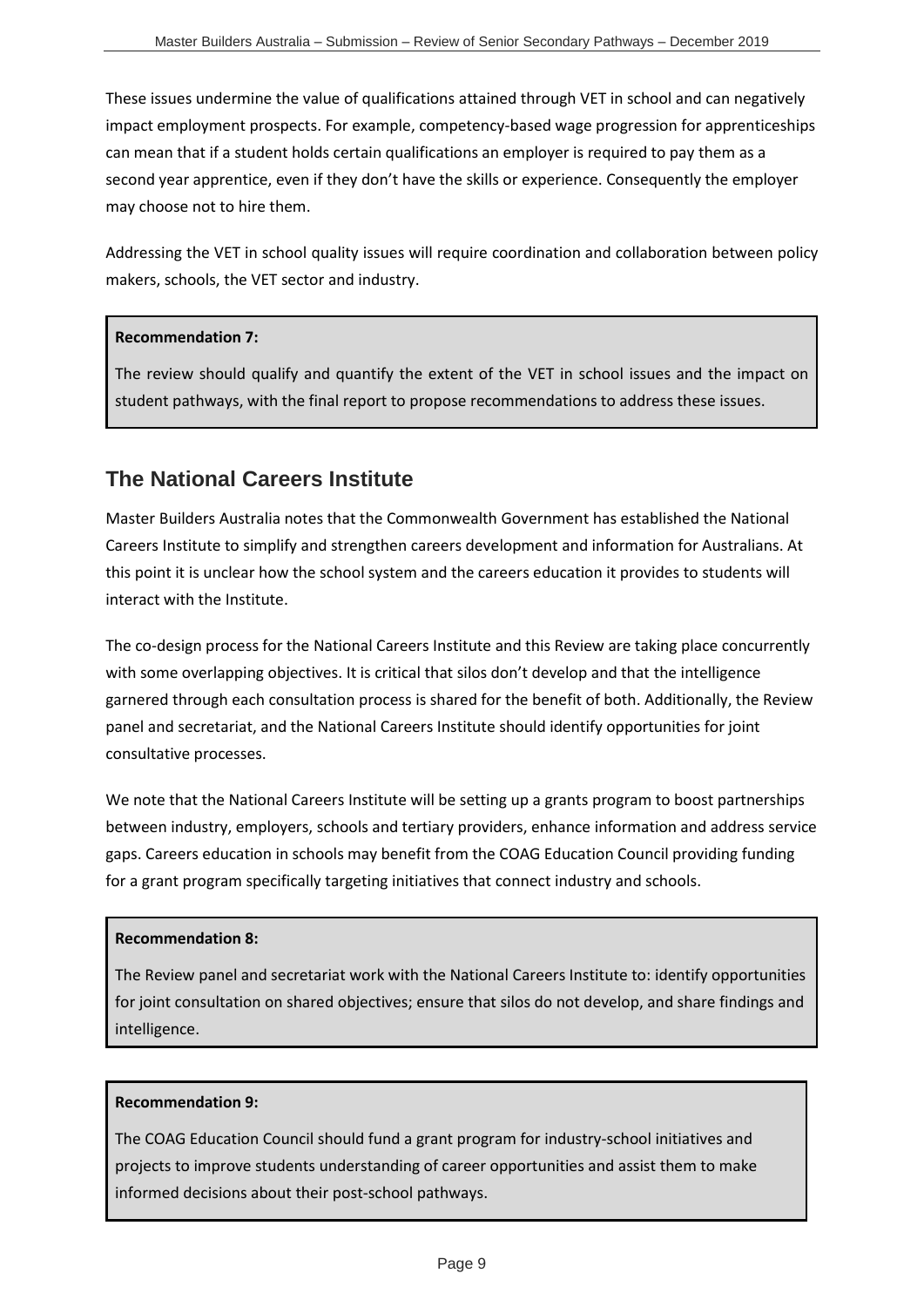These issues undermine the value of qualifications attained through VET in school and can negatively impact employment prospects. For example, competency-based wage progression for apprenticeships can mean that if a student holds certain qualifications an employer is required to pay them as a second year apprentice, even if they don't have the skills or experience. Consequently the employer may choose not to hire them.

Addressing the VET in school quality issues will require coordination and collaboration between policy makers, schools, the VET sector and industry.

**Recommendation 7:**

The review should qualify and quantify the extent of the VET in school issues and the impact on student pathways, with the final report to propose recommendations to address these issues.

## The National Careers Institute

Master Builders Australia notes that the Commonwealth Government has established the National Careers Institute to simplify and strengthen careers development and information for Australians. At this point it is unclear how the school system and the careers education it provides to students will interact with the Institute.

The co-design process for the National Careers Institute and this Review are taking place concurrently with some overlapping objectives. It is critical that silos don't develop and that the intelligence garnered through each consultation process is shared for the benefit of both. Additionally, the Review panel and secretariat, and the National Careers Institute should identify opportunities for joint consultative processes.

We note that the National Careers Institute will be setting up a grants program to boost partnerships between industry, employers, schools and tertiary providers, enhance information and address service gaps. Careers education in schools may benefit from the COAG Education Council providing funding for a grant program specifically targeting initiatives that connect industry and schools.

**Recommendation 8:**

The Review panel and secretariat work with the National Careers Institute to: identify opportunities for joint consultation on shared objectives; ensure that silos do not develop, and share findings and intelligence.

**Recommendation 9:**

The COAG Education Council should fund a grant program for industry-school initiatives and projects to improve students understanding of career opportunities and assist them to make informed decisions about their post-school pathways.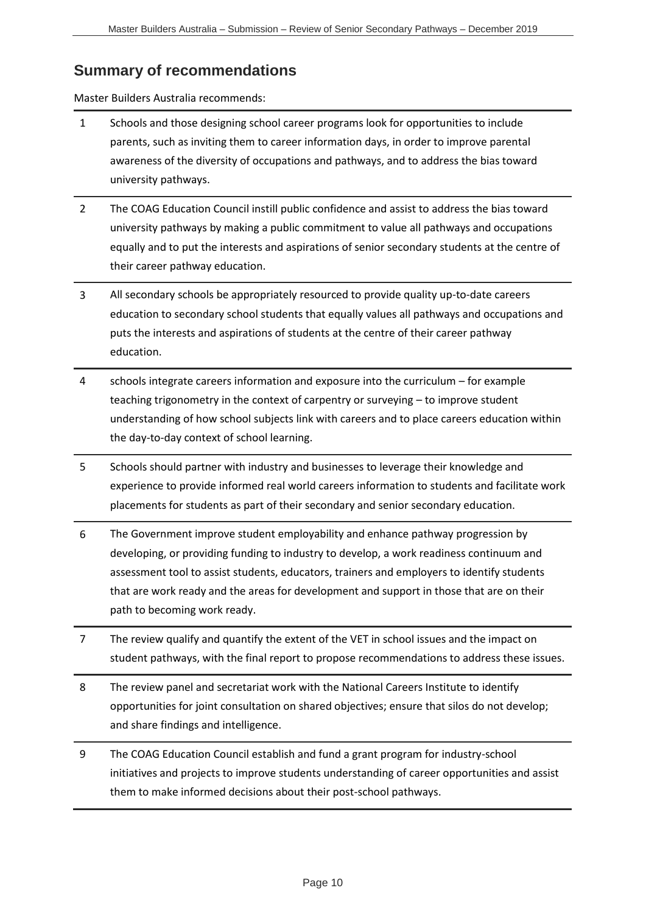## Summary of recommendations

Master Builders Australia recommends:

| | |
|---|---|
| 1 | Schools and those designing school career programs look for opportunities to include parents, such as inviting them to career information days, in order to improve parental awareness of the diversity of occupations and pathways, and to address the bias toward university pathways. |
| 2 | The COAG Education Council instill public confidence and assist to address the bias toward university pathways by making a public commitment to value all pathways and occupations equally and to put the interests and aspirations of senior secondary students at the centre of their career pathway education. |
| 3 | All secondary schools be appropriately resourced to provide quality up-to-date careers education to secondary school students that equally values all pathways and occupations and puts the interests and aspirations of students at the centre of their career pathway education. |
| 4 | schools integrate careers information and exposure into the curriculum – for example teaching trigonometry in the context of carpentry or surveying – to improve student understanding of how school subjects link with careers and to place careers education within the day-to-day context of school learning. |
| 5 | Schools should partner with industry and businesses to leverage their knowledge and experience to provide informed real world careers information to students and facilitate work placements for students as part of their secondary and senior secondary education. |
| 6 | The Government improve student employability and enhance pathway progression by developing, or providing funding to industry to develop, a work readiness continuum and assessment tool to assist students, educators, trainers and employers to identify students that are work ready and the areas for development and support in those that are on their path to becoming work ready. |
| 7 | The review qualify and quantify the extent of the VET in school issues and the impact on student pathways, with the final report to propose recommendations to address these issues. |
| 8 | The review panel and secretariat work with the National Careers Institute to identify opportunities for joint consultation on shared objectives; ensure that silos do not develop; and share findings and intelligence. |
| 9 | The COAG Education Council establish and fund a grant program for industry-school initiatives and projects to improve students understanding of career opportunities and assist them to make informed decisions about their post-school pathways. |